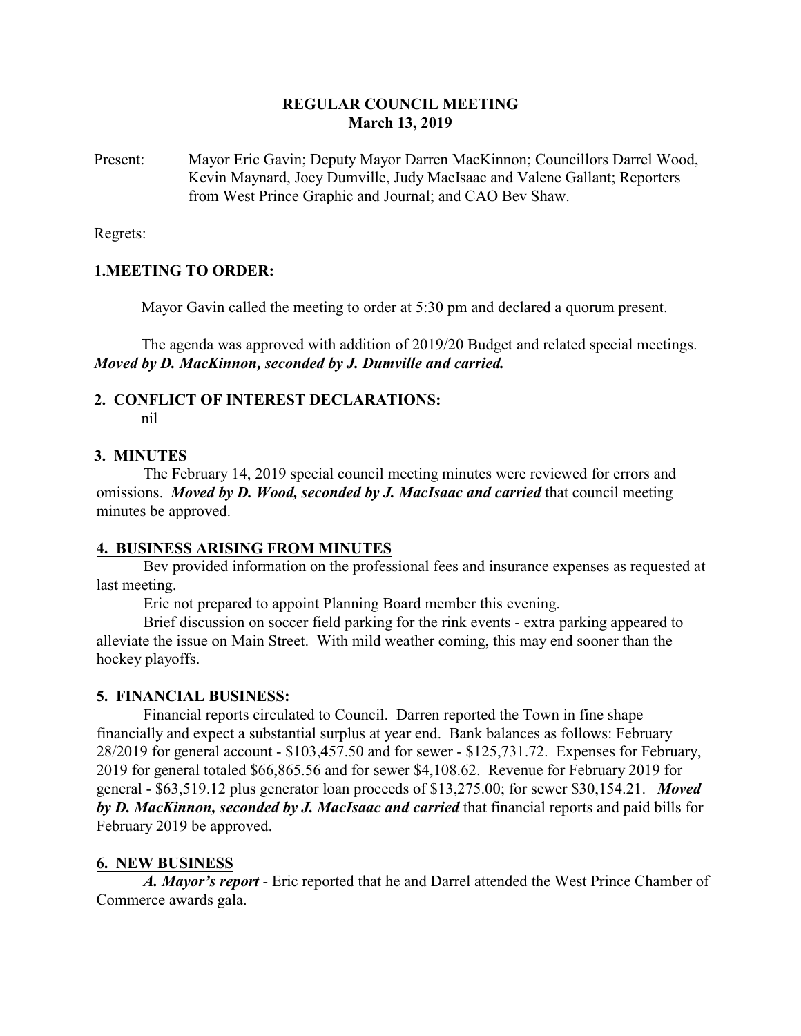# REGULAR COUNCIL MEETING
## March 13, 2019

Present: Mayor Eric Gavin; Deputy Mayor Darren MacKinnon; Councillors Darrel Wood, Kevin Maynard, Joey Dumville, Judy MacIsaac and Valene Gallant; Reporters from West Prince Graphic and Journal; and CAO Bev Shaw.

Regrets:

## 1. MEETING TO ORDER:

Mayor Gavin called the meeting to order at 5:30 pm and declared a quorum present.

The agenda was approved with addition of 2019/20 Budget and related special meetings. ***Moved by D. MacKinnon, seconded by J. Dumville and carried.***

## 2. CONFLICT OF INTEREST DECLARATIONS:

nil

## 3. MINUTES

The February 14, 2019 special council meeting minutes were reviewed for errors and omissions. ***Moved by D. Wood, seconded by J. MacIsaac and carried*** that council meeting minutes be approved.

## 4. BUSINESS ARISING FROM MINUTES

Bev provided information on the professional fees and insurance expenses as requested at last meeting.

Eric not prepared to appoint Planning Board member this evening.

Brief discussion on soccer field parking for the rink events - extra parking appeared to alleviate the issue on Main Street. With mild weather coming, this may end sooner than the hockey playoffs.

## 5. FINANCIAL BUSINESS:

Financial reports circulated to Council. Darren reported the Town in fine shape financially and expect a substantial surplus at year end. Bank balances as follows: February 28/2019 for general account - $103,457.50 and for sewer - $125,731.72. Expenses for February, 2019 for general totaled $66,865.56 and for sewer $4,108.62. Revenue for February 2019 for general - $63,519.12 plus generator loan proceeds of $13,275.00; for sewer $30,154.21. ***Moved by D. MacKinnon, seconded by J. MacIsaac and carried*** that financial reports and paid bills for February 2019 be approved.

## 6. NEW BUSINESS

***A. Mayor's report*** - Eric reported that he and Darrel attended the West Prince Chamber of Commerce awards gala.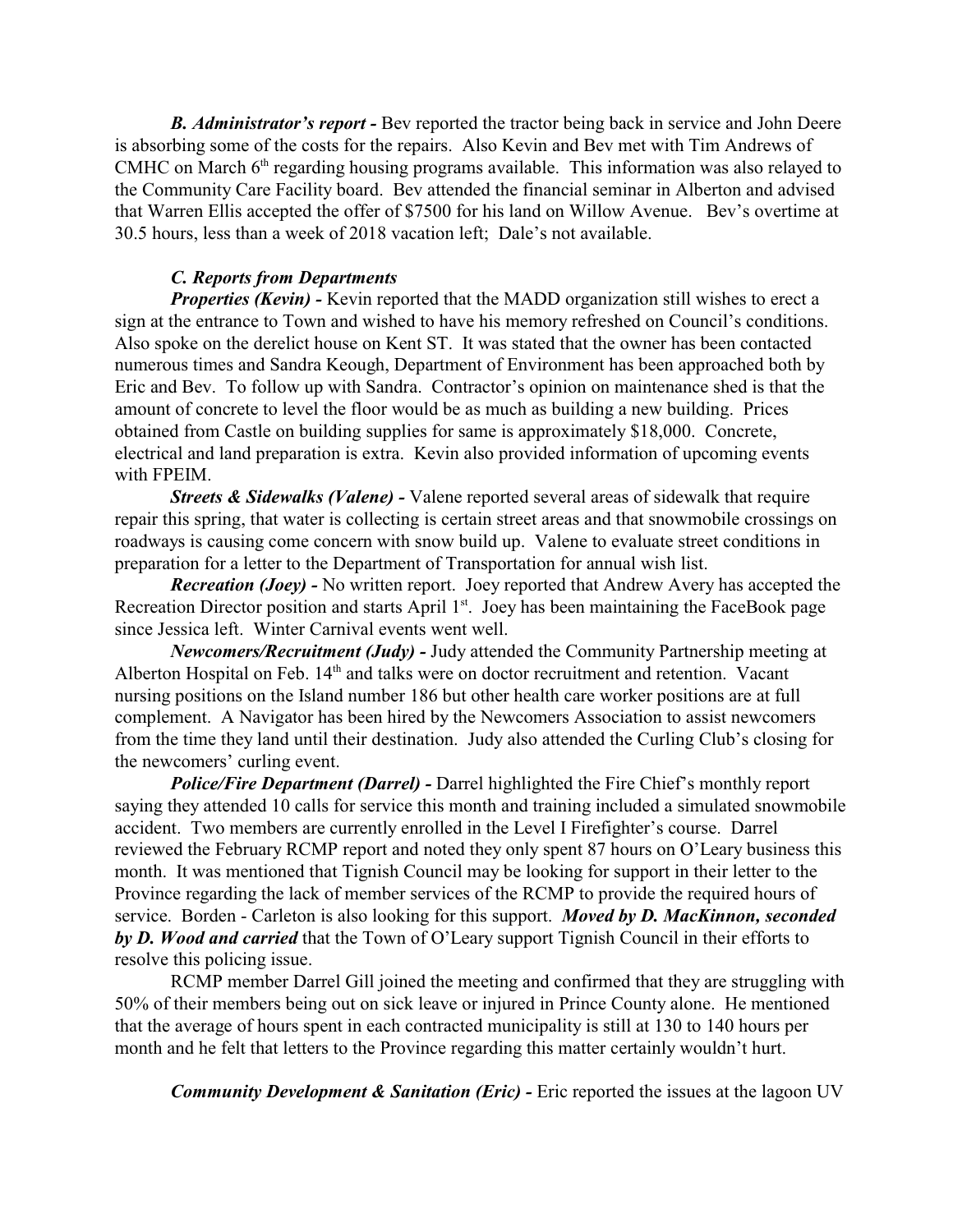***B. Administrator's report -*** Bev reported the tractor being back in service and John Deere is absorbing some of the costs for the repairs. Also Kevin and Bev met with Tim Andrews of CMHC on March 6th regarding housing programs available. This information was also relayed to the Community Care Facility board. Bev attended the financial seminar in Alberton and advised that Warren Ellis accepted the offer of $7500 for his land on Willow Avenue. Bev's overtime at 30.5 hours, less than a week of 2018 vacation left; Dale's not available.

***C. Reports from Departments***

***Properties (Kevin) -*** Kevin reported that the MADD organization still wishes to erect a sign at the entrance to Town and wished to have his memory refreshed on Council's conditions. Also spoke on the derelict house on Kent ST. It was stated that the owner has been contacted numerous times and Sandra Keough, Department of Environment has been approached both by Eric and Bev. To follow up with Sandra. Contractor's opinion on maintenance shed is that the amount of concrete to level the floor would be as much as building a new building. Prices obtained from Castle on building supplies for same is approximately $18,000. Concrete, electrical and land preparation is extra. Kevin also provided information of upcoming events with FPEIM.

***Streets & Sidewalks (Valene) -*** Valene reported several areas of sidewalk that require repair this spring, that water is collecting is certain street areas and that snowmobile crossings on roadways is causing come concern with snow build up. Valene to evaluate street conditions in preparation for a letter to the Department of Transportation for annual wish list.

***Recreation (Joey) -*** No written report. Joey reported that Andrew Avery has accepted the Recreation Director position and starts April 1st. Joey has been maintaining the FaceBook page since Jessica left. Winter Carnival events went well.

***Newcomers/Recruitment (Judy) -*** Judy attended the Community Partnership meeting at Alberton Hospital on Feb. 14th and talks were on doctor recruitment and retention. Vacant nursing positions on the Island number 186 but other health care worker positions are at full complement. A Navigator has been hired by the Newcomers Association to assist newcomers from the time they land until their destination. Judy also attended the Curling Club's closing for the newcomers' curling event.

***Police/Fire Department (Darrel) -*** Darrel highlighted the Fire Chief's monthly report saying they attended 10 calls for service this month and training included a simulated snowmobile accident. Two members are currently enrolled in the Level I Firefighter's course. Darrel reviewed the February RCMP report and noted they only spent 87 hours on O'Leary business this month. It was mentioned that Tignish Council may be looking for support in their letter to the Province regarding the lack of member services of the RCMP to provide the required hours of service. Borden - Carleton is also looking for this support. ***Moved by D. MacKinnon, seconded by D. Wood and carried*** that the Town of O'Leary support Tignish Council in their efforts to resolve this policing issue.

RCMP member Darrel Gill joined the meeting and confirmed that they are struggling with 50% of their members being out on sick leave or injured in Prince County alone. He mentioned that the average of hours spent in each contracted municipality is still at 130 to 140 hours per month and he felt that letters to the Province regarding this matter certainly wouldn't hurt.

***Community Development & Sanitation (Eric) -*** Eric reported the issues at the lagoon UV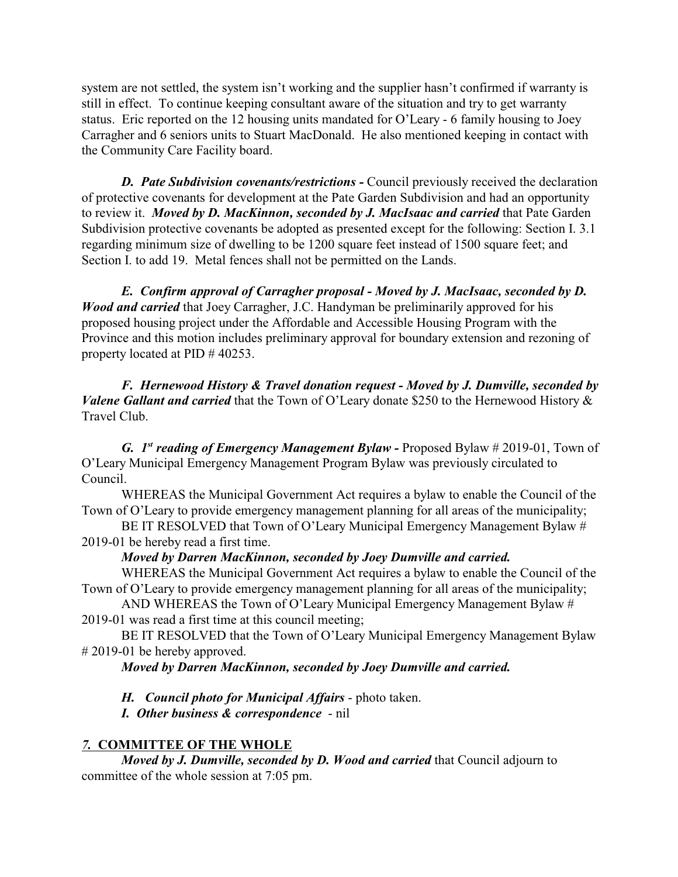system are not settled, the system isn't working and the supplier hasn't confirmed if warranty is still in effect. To continue keeping consultant aware of the situation and try to get warranty status. Eric reported on the 12 housing units mandated for O'Leary - 6 family housing to Joey Carragher and 6 seniors units to Stuart MacDonald. He also mentioned keeping in contact with the Community Care Facility board.

***D. Pate Subdivision covenants/restrictions -*** Council previously received the declaration of protective covenants for development at the Pate Garden Subdivision and had an opportunity to review it. ***Moved by D. MacKinnon, seconded by J. MacIsaac and carried*** that Pate Garden Subdivision protective covenants be adopted as presented except for the following: Section I. 3.1 regarding minimum size of dwelling to be 1200 square feet instead of 1500 square feet; and Section I. to add 19. Metal fences shall not be permitted on the Lands.

***E. Confirm approval of Carragher proposal - Moved by J. MacIsaac, seconded by D. Wood and carried*** that Joey Carragher, J.C. Handyman be preliminarily approved for his proposed housing project under the Affordable and Accessible Housing Program with the Province and this motion includes preliminary approval for boundary extension and rezoning of property located at PID # 40253.

***F. Hernewood History & Travel donation request - Moved by J. Dumville, seconded by Valene Gallant and carried*** that the Town of O'Leary donate $250 to the Hernewood History & Travel Club.

***G. 1st reading of Emergency Management Bylaw -*** Proposed Bylaw # 2019-01, Town of O'Leary Municipal Emergency Management Program Bylaw was previously circulated to Council.

WHEREAS the Municipal Government Act requires a bylaw to enable the Council of the Town of O'Leary to provide emergency management planning for all areas of the municipality;

BE IT RESOLVED that Town of O'Leary Municipal Emergency Management Bylaw # 2019-01 be hereby read a first time.

***Moved by Darren MacKinnon, seconded by Joey Dumville and carried.***

WHEREAS the Municipal Government Act requires a bylaw to enable the Council of the Town of O'Leary to provide emergency management planning for all areas of the municipality;

AND WHEREAS the Town of O'Leary Municipal Emergency Management Bylaw # 2019-01 was read a first time at this council meeting;

BE IT RESOLVED that the Town of O'Leary Municipal Emergency Management Bylaw # 2019-01 be hereby approved.

***Moved by Darren MacKinnon, seconded by Joey Dumville and carried.***

***H. Council photo for Municipal Affairs*** - photo taken.

***I. Other business & correspondence*** - nil

## *7.* COMMITTEE OF THE WHOLE

***Moved by J. Dumville, seconded by D. Wood and carried*** that Council adjourn to committee of the whole session at 7:05 pm.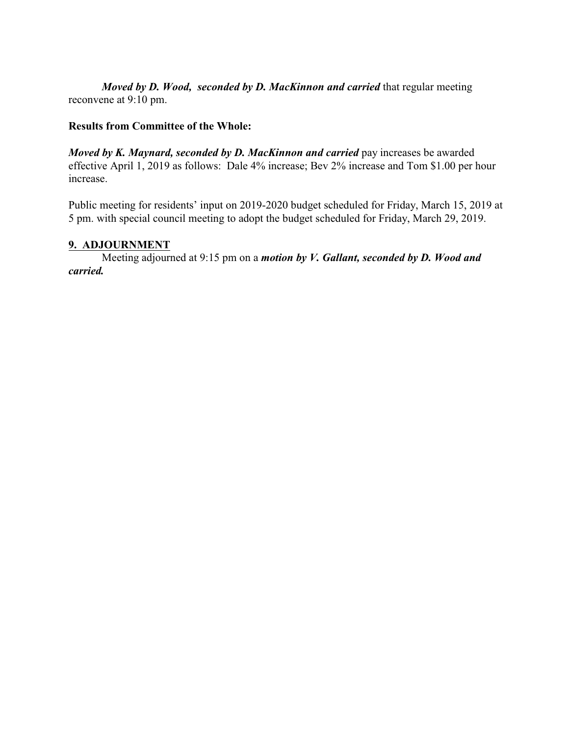***Moved by D. Wood, seconded by D. MacKinnon and carried*** that regular meeting reconvene at 9:10 pm.

**Results from Committee of the Whole:**

***Moved by K. Maynard, seconded by D. MacKinnon and carried*** pay increases be awarded effective April 1, 2019 as follows: Dale 4% increase; Bev 2% increase and Tom $1.00 per hour increase.

Public meeting for residents' input on 2019-2020 budget scheduled for Friday, March 15, 2019 at 5 pm. with special council meeting to adopt the budget scheduled for Friday, March 29, 2019.

## 9. ADJOURNMENT

Meeting adjourned at 9:15 pm on a ***motion by V. Gallant, seconded by D. Wood and carried.***